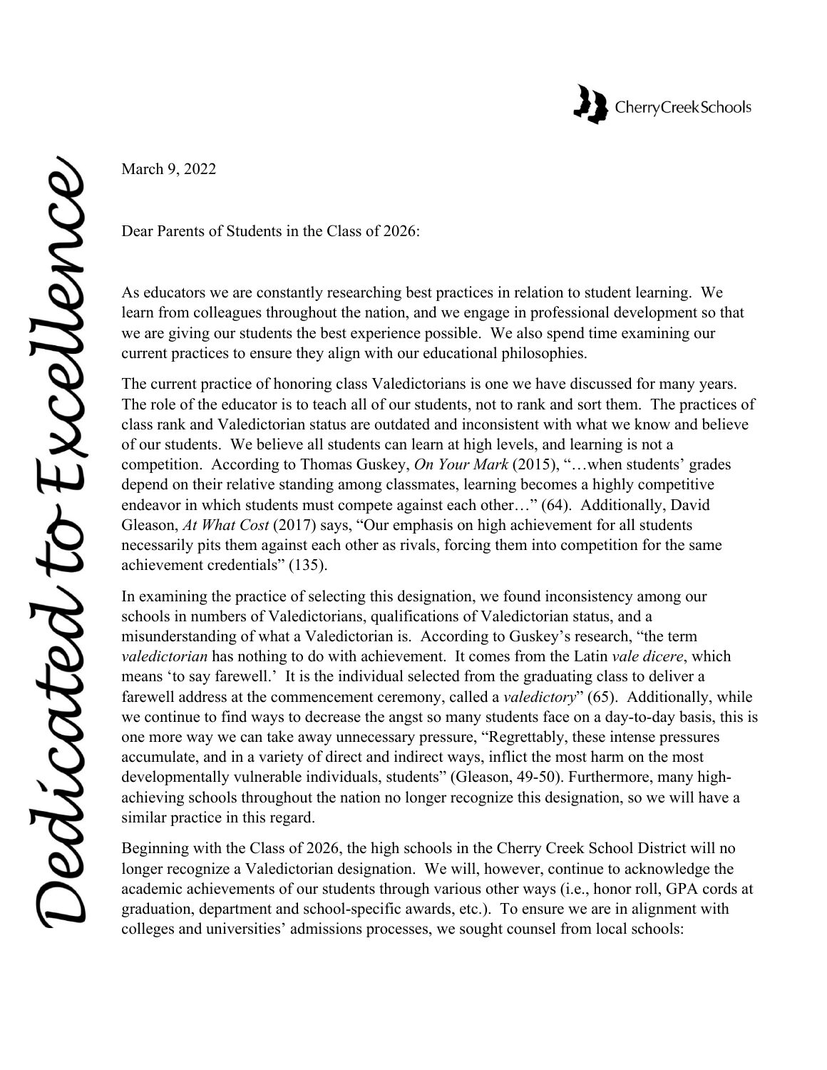March 9, 2022

Dear Parents of Students in the Class of 2026:

As educators we are constantly researching best practices in relation to student learning. We learn from colleagues throughout the nation, and we engage in professional development so that we are giving our students the best experience possible. We also spend time examining our current practices to ensure they align with our educational philosophies.

The current practice of honoring class Valedictorians is one we have discussed for many years. The role of the educator is to teach all of our students, not to rank and sort them. The practices of class rank and Valedictorian status are outdated and inconsistent with what we know and believe of our students. We believe all students can learn at high levels, and learning is not a competition. According to Thomas Guskey, *On Your Mark* (2015), "…when students' grades depend on their relative standing among classmates, learning becomes a highly competitive endeavor in which students must compete against each other…" (64). Additionally, David Gleason, *At What Cost* (2017) says, "Our emphasis on high achievement for all students necessarily pits them against each other as rivals, forcing them into competition for the same achievement credentials" (135).

In examining the practice of selecting this designation, we found inconsistency among our schools in numbers of Valedictorians, qualifications of Valedictorian status, and a misunderstanding of what a Valedictorian is. According to Guskey's research, "the term *valedictorian* has nothing to do with achievement. It comes from the Latin *vale dicere*, which means 'to say farewell.' It is the individual selected from the graduating class to deliver a farewell address at the commencement ceremony, called a *valedictory*" (65). Additionally, while we continue to find ways to decrease the angst so many students face on a day-to-day basis, this is one more way we can take away unnecessary pressure, "Regrettably, these intense pressures accumulate, and in a variety of direct and indirect ways, inflict the most harm on the most developmentally vulnerable individuals, students" (Gleason, 49-50). Furthermore, many high-achieving schools throughout the nation no longer recognize this designation, so we will have a similar practice in this regard.

Beginning with the Class of 2026, the high schools in the Cherry Creek School District will no longer recognize a Valedictorian designation. We will, however, continue to acknowledge the academic achievements of our students through various other ways (i.e., honor roll, GPA cords at graduation, department and school-specific awards, etc.). To ensure we are in alignment with colleges and universities' admissions processes, we sought counsel from local schools: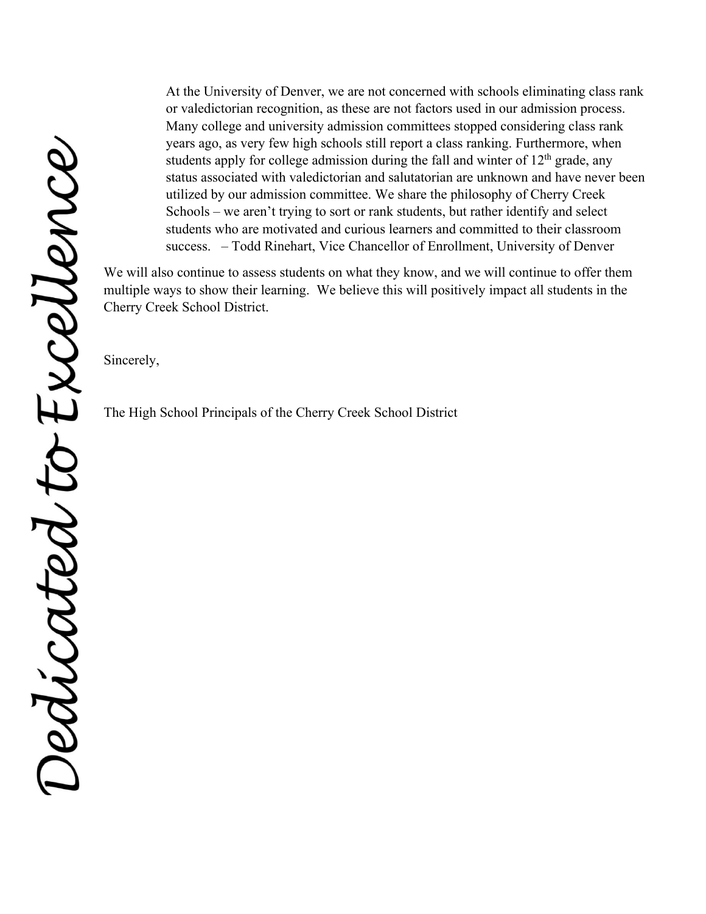> At the University of Denver, we are not concerned with schools eliminating class rank or valedictorian recognition, as these are not factors used in our admission process. Many college and university admission committees stopped considering class rank years ago, as very few high schools still report a class ranking. Furthermore, when students apply for college admission during the fall and winter of 12th grade, any status associated with valedictorian and salutatorian are unknown and have never been utilized by our admission committee. We share the philosophy of Cherry Creek Schools – we aren't trying to sort or rank students, but rather identify and select students who are motivated and curious learners and committed to their classroom success. – Todd Rinehart, Vice Chancellor of Enrollment, University of Denver

We will also continue to assess students on what they know, and we will continue to offer them multiple ways to show their learning. We believe this will positively impact all students in the Cherry Creek School District.

Sincerely,

The High School Principals of the Cherry Creek School District